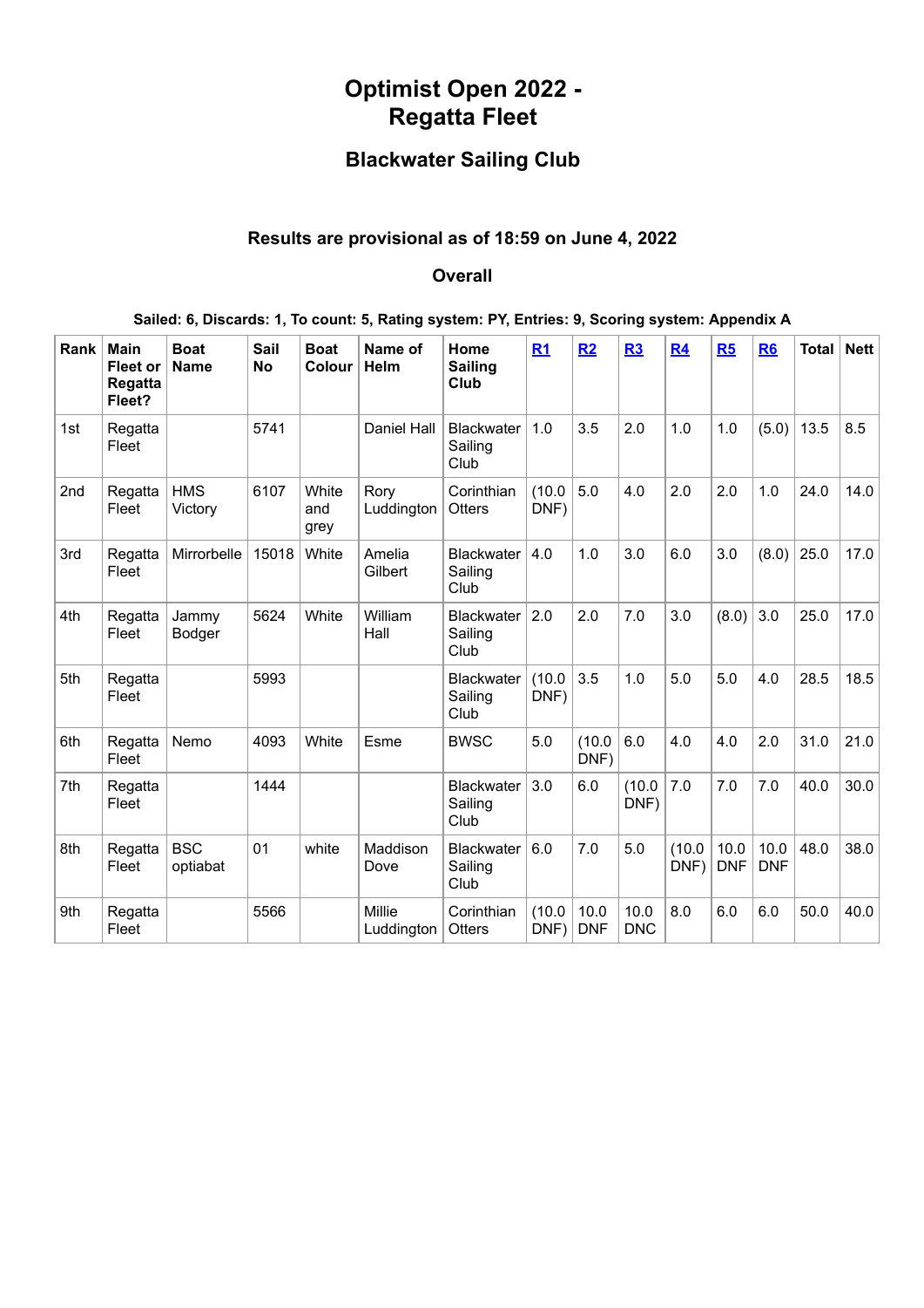# Optimist Open 2022 - Regatta Fleet

## Blackwater Sailing Club

### Results are provisional as of 18:59 on June 4, 2022

### Overall

**Sailed: 6, Discards: 1, To count: 5, Rating system: PY, Entries: 9, Scoring system: Appendix A**

| Rank | Main Fleet or Regatta Fleet? | Boat Name | Sail No | Boat Colour | Name of Helm | Home Sailing Club | R1 | R2 | R3 | R4 | R5 | R6 | Total | Nett |
|---|---|---|---|---|---|---|---|---|---|---|---|---|---|---|
| 1st | Regatta Fleet | | 5741 | | Daniel Hall | Blackwater Sailing Club | 1.0 | 3.5 | 2.0 | 1.0 | 1.0 | (5.0) | 13.5 | 8.5 |
| 2nd | Regatta Fleet | HMS Victory | 6107 | White and grey | Rory Luddington | Corinthian Otters | (10.0 DNF) | 5.0 | 4.0 | 2.0 | 2.0 | 1.0 | 24.0 | 14.0 |
| 3rd | Regatta Fleet | Mirrorbelle | 15018 | White | Amelia Gilbert | Blackwater Sailing Club | 4.0 | 1.0 | 3.0 | 6.0 | 3.0 | (8.0) | 25.0 | 17.0 |
| 4th | Regatta Fleet | Jammy Bodger | 5624 | White | William Hall | Blackwater Sailing Club | 2.0 | 2.0 | 7.0 | 3.0 | (8.0) | 3.0 | 25.0 | 17.0 |
| 5th | Regatta Fleet | | 5993 | | | Blackwater Sailing Club | (10.0 DNF) | 3.5 | 1.0 | 5.0 | 5.0 | 4.0 | 28.5 | 18.5 |
| 6th | Regatta Fleet | Nemo | 4093 | White | Esme | BWSC | 5.0 | (10.0 DNF) | 6.0 | 4.0 | 4.0 | 2.0 | 31.0 | 21.0 |
| 7th | Regatta Fleet | | 1444 | | | Blackwater Sailing Club | 3.0 | 6.0 | (10.0 DNF) | 7.0 | 7.0 | 7.0 | 40.0 | 30.0 |
| 8th | Regatta Fleet | BSC optiabat | 01 | white | Maddison Dove | Blackwater Sailing Club | 6.0 | 7.0 | 5.0 | (10.0 DNF) | 10.0 DNF | 10.0 DNF | 48.0 | 38.0 |
| 9th | Regatta Fleet | | 5566 | | Millie Luddington | Corinthian Otters | (10.0 DNF) | 10.0 DNF | 10.0 DNC | 8.0 | 6.0 | 6.0 | 50.0 | 40.0 |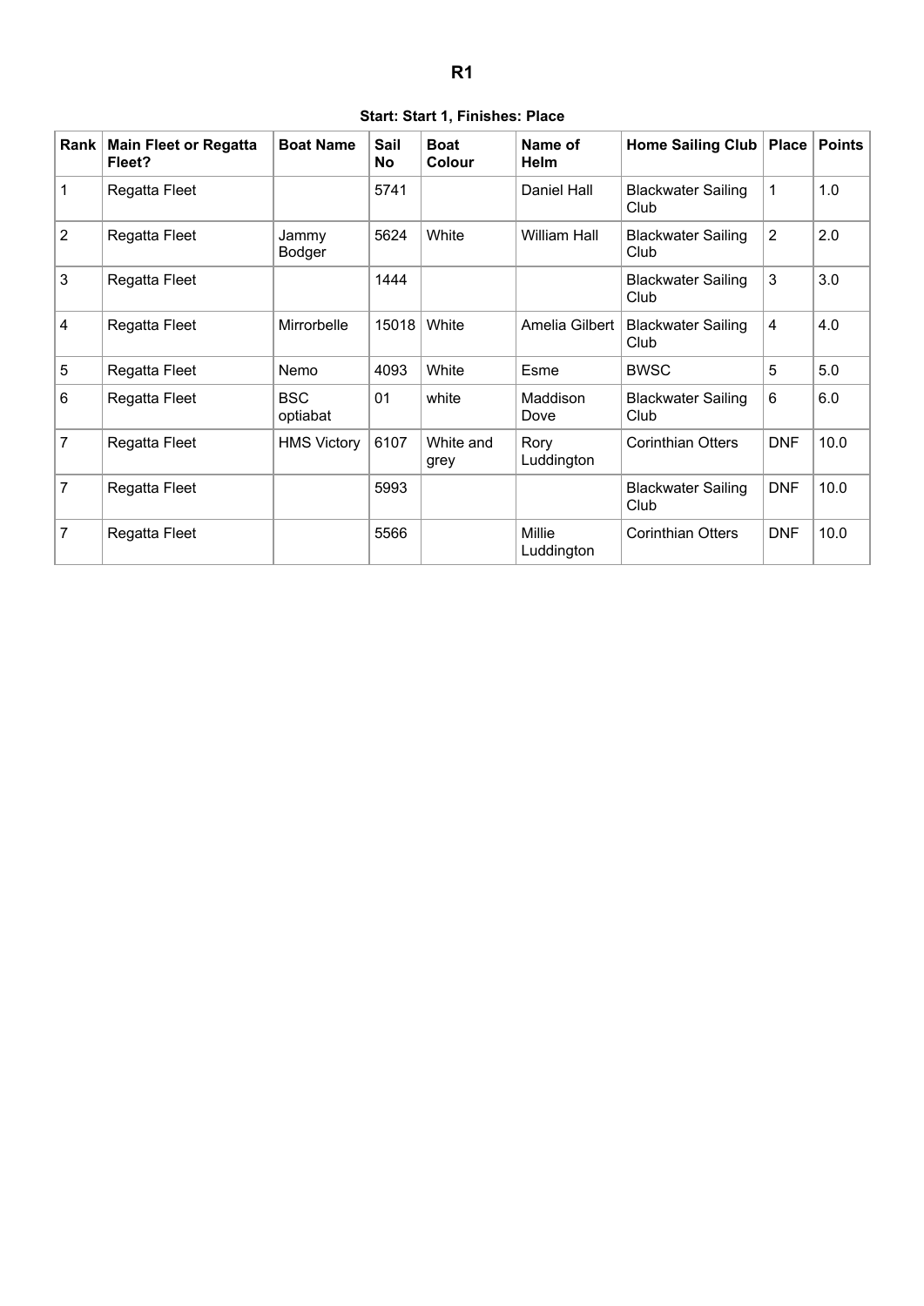# R1

**Start: Start 1, Finishes: Place**

| Rank | Main Fleet or Regatta Fleet? | Boat Name | Sail No | Boat Colour | Name of Helm | Home Sailing Club | Place | Points |
|---|---|---|---|---|---|---|---|---|
| 1 | Regatta Fleet | | 5741 | | Daniel Hall | Blackwater Sailing Club | 1 | 1.0 |
| 2 | Regatta Fleet | Jammy Bodger | 5624 | White | William Hall | Blackwater Sailing Club | 2 | 2.0 |
| 3 | Regatta Fleet | | 1444 | | | Blackwater Sailing Club | 3 | 3.0 |
| 4 | Regatta Fleet | Mirrorbelle | 15018 | White | Amelia Gilbert | Blackwater Sailing Club | 4 | 4.0 |
| 5 | Regatta Fleet | Nemo | 4093 | White | Esme | BWSC | 5 | 5.0 |
| 6 | Regatta Fleet | BSC optiabat | 01 | white | Maddison Dove | Blackwater Sailing Club | 6 | 6.0 |
| 7 | Regatta Fleet | HMS Victory | 6107 | White and grey | Rory Luddington | Corinthian Otters | DNF | 10.0 |
| 7 | Regatta Fleet | | 5993 | | | Blackwater Sailing Club | DNF | 10.0 |
| 7 | Regatta Fleet | | 5566 | | Millie Luddington | Corinthian Otters | DNF | 10.0 |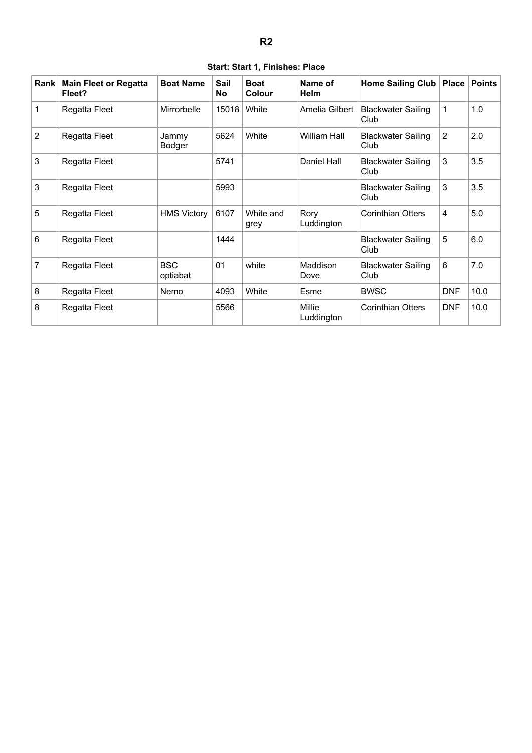# R2

**Start: Start 1, Finishes: Place**

| Rank | Main Fleet or Regatta Fleet? | Boat Name | Sail No | Boat Colour | Name of Helm | Home Sailing Club | Place | Points |
|---|---|---|---|---|---|---|---|---|
| 1 | Regatta Fleet | Mirrorbelle | 15018 | White | Amelia Gilbert | Blackwater Sailing Club | 1 | 1.0 |
| 2 | Regatta Fleet | Jammy Bodger | 5624 | White | William Hall | Blackwater Sailing Club | 2 | 2.0 |
| 3 | Regatta Fleet | | 5741 | | Daniel Hall | Blackwater Sailing Club | 3 | 3.5 |
| 3 | Regatta Fleet | | 5993 | | | Blackwater Sailing Club | 3 | 3.5 |
| 5 | Regatta Fleet | HMS Victory | 6107 | White and grey | Rory Luddington | Corinthian Otters | 4 | 5.0 |
| 6 | Regatta Fleet | | 1444 | | | Blackwater Sailing Club | 5 | 6.0 |
| 7 | Regatta Fleet | BSC optiabat | 01 | white | Maddison Dove | Blackwater Sailing Club | 6 | 7.0 |
| 8 | Regatta Fleet | Nemo | 4093 | White | Esme | BWSC | DNF | 10.0 |
| 8 | Regatta Fleet | | 5566 | | Millie Luddington | Corinthian Otters | DNF | 10.0 |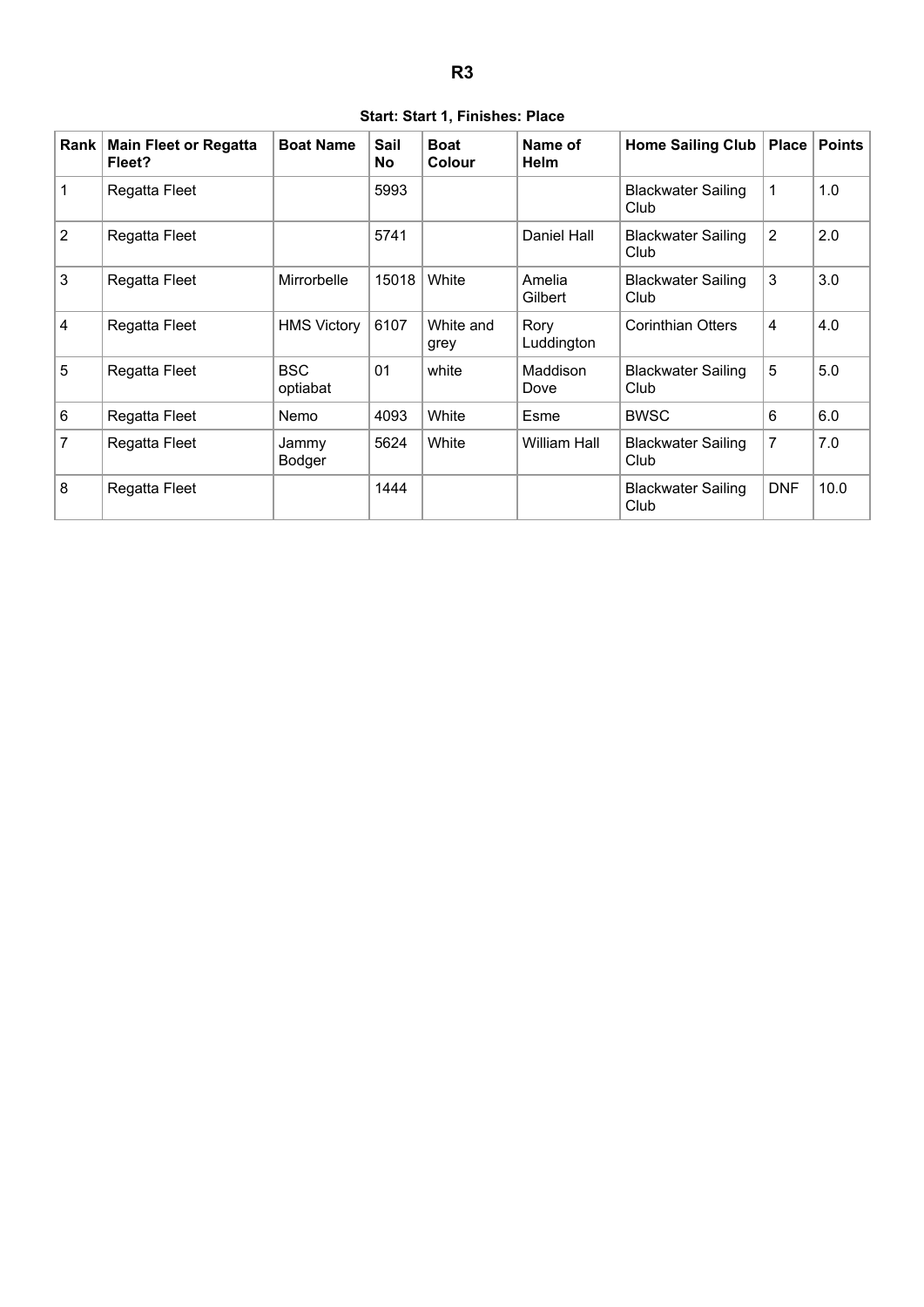# R3

**Start: Start 1, Finishes: Place**

| Rank | Main Fleet or Regatta Fleet? | Boat Name | Sail No | Boat Colour | Name of Helm | Home Sailing Club | Place | Points |
|---|---|---|---|---|---|---|---|---|
| 1 | Regatta Fleet | | 5993 | | | Blackwater Sailing Club | 1 | 1.0 |
| 2 | Regatta Fleet | | 5741 | | Daniel Hall | Blackwater Sailing Club | 2 | 2.0 |
| 3 | Regatta Fleet | Mirrorbelle | 15018 | White | Amelia Gilbert | Blackwater Sailing Club | 3 | 3.0 |
| 4 | Regatta Fleet | HMS Victory | 6107 | White and grey | Rory Luddington | Corinthian Otters | 4 | 4.0 |
| 5 | Regatta Fleet | BSC optiabat | 01 | white | Maddison Dove | Blackwater Sailing Club | 5 | 5.0 |
| 6 | Regatta Fleet | Nemo | 4093 | White | Esme | BWSC | 6 | 6.0 |
| 7 | Regatta Fleet | Jammy Bodger | 5624 | White | William Hall | Blackwater Sailing Club | 7 | 7.0 |
| 8 | Regatta Fleet | | 1444 | | | Blackwater Sailing Club | DNF | 10.0 |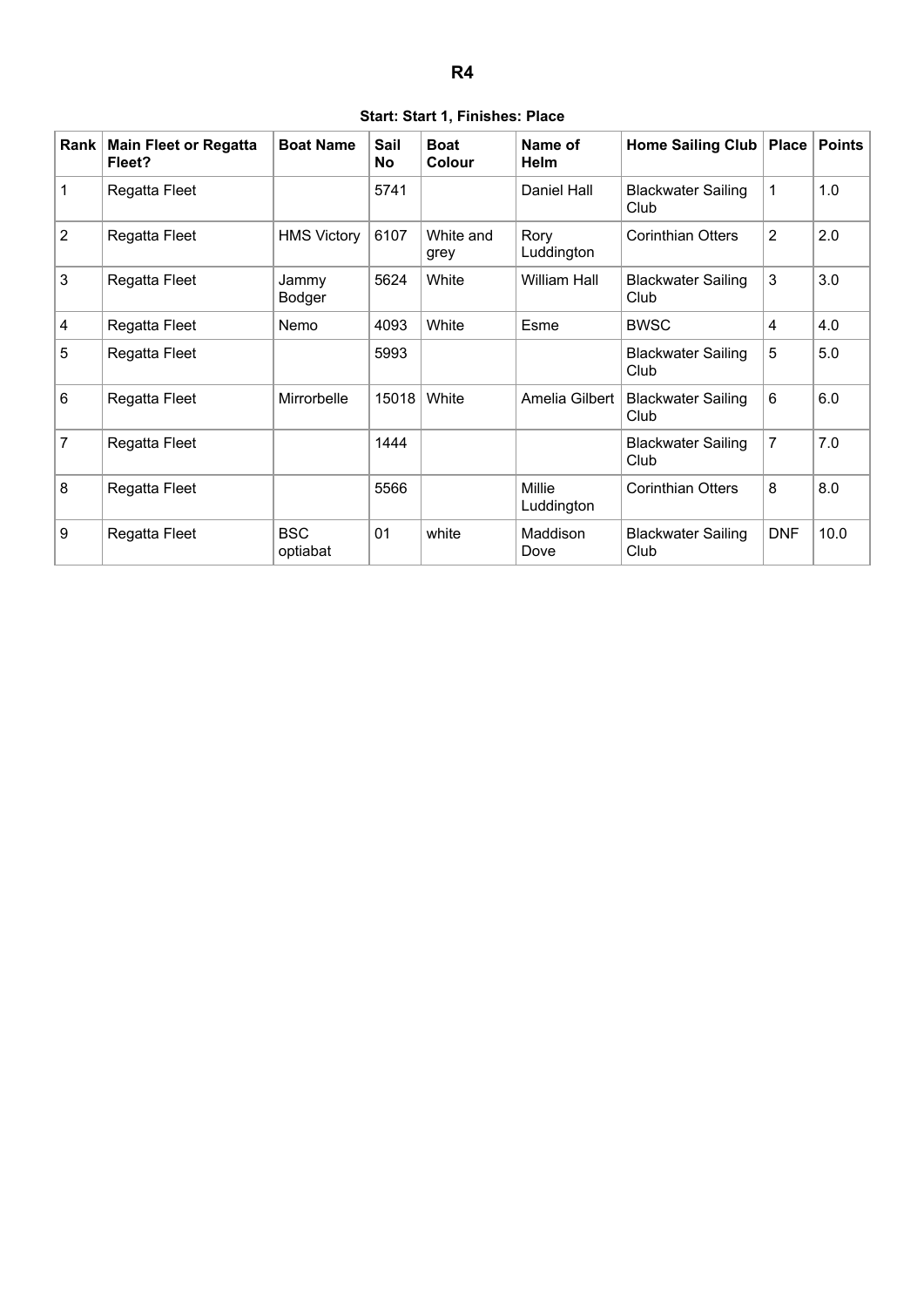# R4

**Start: Start 1, Finishes: Place**

| Rank | Main Fleet or Regatta Fleet? | Boat Name | Sail No | Boat Colour | Name of Helm | Home Sailing Club | Place | Points |
|---|---|---|---|---|---|---|---|---|
| 1 | Regatta Fleet | | 5741 | | Daniel Hall | Blackwater Sailing Club | 1 | 1.0 |
| 2 | Regatta Fleet | HMS Victory | 6107 | White and grey | Rory Luddington | Corinthian Otters | 2 | 2.0 |
| 3 | Regatta Fleet | Jammy Bodger | 5624 | White | William Hall | Blackwater Sailing Club | 3 | 3.0 |
| 4 | Regatta Fleet | Nemo | 4093 | White | Esme | BWSC | 4 | 4.0 |
| 5 | Regatta Fleet | | 5993 | | | Blackwater Sailing Club | 5 | 5.0 |
| 6 | Regatta Fleet | Mirrorbelle | 15018 | White | Amelia Gilbert | Blackwater Sailing Club | 6 | 6.0 |
| 7 | Regatta Fleet | | 1444 | | | Blackwater Sailing Club | 7 | 7.0 |
| 8 | Regatta Fleet | | 5566 | | Millie Luddington | Corinthian Otters | 8 | 8.0 |
| 9 | Regatta Fleet | BSC optiabat | 01 | white | Maddison Dove | Blackwater Sailing Club | DNF | 10.0 |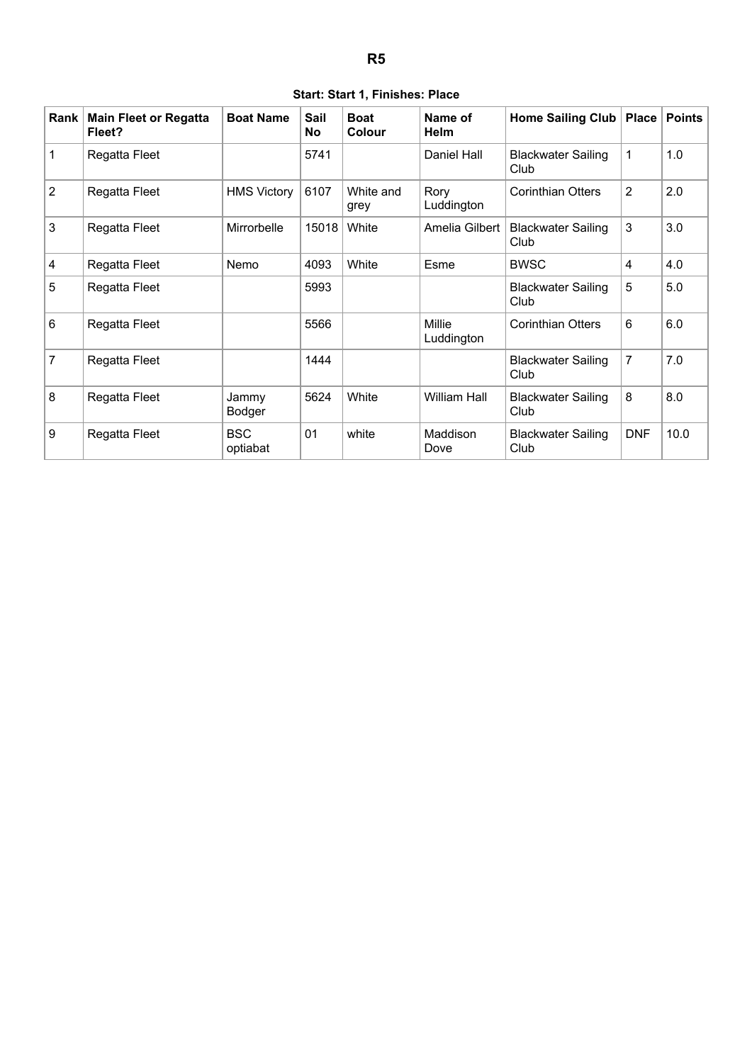# R5

**Start: Start 1, Finishes: Place**

| Rank | Main Fleet or Regatta Fleet? | Boat Name | Sail No | Boat Colour | Name of Helm | Home Sailing Club | Place | Points |
|---|---|---|---|---|---|---|---|---|
| 1 | Regatta Fleet | | 5741 | | Daniel Hall | Blackwater Sailing Club | 1 | 1.0 |
| 2 | Regatta Fleet | HMS Victory | 6107 | White and grey | Rory Luddington | Corinthian Otters | 2 | 2.0 |
| 3 | Regatta Fleet | Mirrorbelle | 15018 | White | Amelia Gilbert | Blackwater Sailing Club | 3 | 3.0 |
| 4 | Regatta Fleet | Nemo | 4093 | White | Esme | BWSC | 4 | 4.0 |
| 5 | Regatta Fleet | | 5993 | | | Blackwater Sailing Club | 5 | 5.0 |
| 6 | Regatta Fleet | | 5566 | | Millie Luddington | Corinthian Otters | 6 | 6.0 |
| 7 | Regatta Fleet | | 1444 | | | Blackwater Sailing Club | 7 | 7.0 |
| 8 | Regatta Fleet | Jammy Bodger | 5624 | White | William Hall | Blackwater Sailing Club | 8 | 8.0 |
| 9 | Regatta Fleet | BSC optiabat | 01 | white | Maddison Dove | Blackwater Sailing Club | DNF | 10.0 |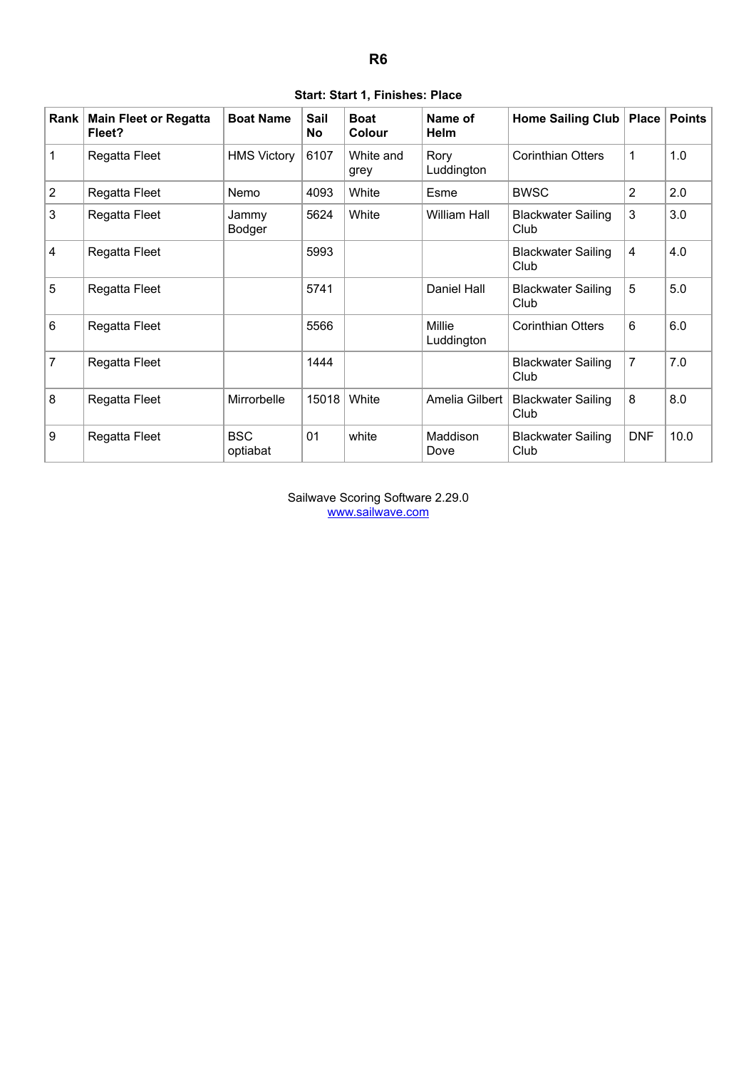# R6

**Start: Start 1, Finishes: Place**

| Rank | Main Fleet or Regatta Fleet? | Boat Name | Sail No | Boat Colour | Name of Helm | Home Sailing Club | Place | Points |
|---|---|---|---|---|---|---|---|---|
| 1 | Regatta Fleet | HMS Victory | 6107 | White and grey | Rory Luddington | Corinthian Otters | 1 | 1.0 |
| 2 | Regatta Fleet | Nemo | 4093 | White | Esme | BWSC | 2 | 2.0 |
| 3 | Regatta Fleet | Jammy Bodger | 5624 | White | William Hall | Blackwater Sailing Club | 3 | 3.0 |
| 4 | Regatta Fleet | | 5993 | | | Blackwater Sailing Club | 4 | 4.0 |
| 5 | Regatta Fleet | | 5741 | | Daniel Hall | Blackwater Sailing Club | 5 | 5.0 |
| 6 | Regatta Fleet | | 5566 | | Millie Luddington | Corinthian Otters | 6 | 6.0 |
| 7 | Regatta Fleet | | 1444 | | | Blackwater Sailing Club | 7 | 7.0 |
| 8 | Regatta Fleet | Mirrorbelle | 15018 | White | Amelia Gilbert | Blackwater Sailing Club | 8 | 8.0 |
| 9 | Regatta Fleet | BSC optiabat | 01 | white | Maddison Dove | Blackwater Sailing Club | DNF | 10.0 |

Sailwave Scoring Software 2.29.0
www.sailwave.com